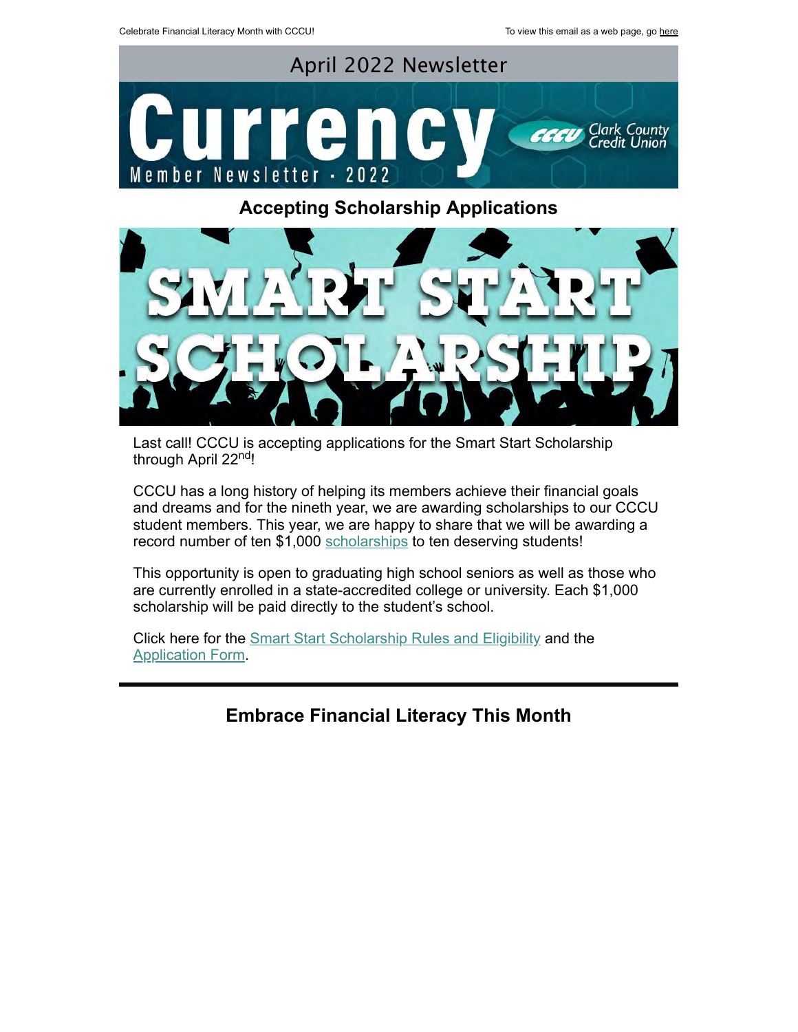Celebrate Financial Literacy Month with CCCU!

To view this email as a web page, go here

# April 2022 Newsletter

## Accepting Scholarship Applications

Last call! CCCU is accepting applications for the Smart Start Scholarship through April 22nd!

CCCU has a long history of helping its members achieve their financial goals and dreams and for the nineth year, we are awarding scholarships to our CCCU student members. This year, we are happy to share that we will be awarding a record number of ten $1,000 scholarships to ten deserving students!

This opportunity is open to graduating high school seniors as well as those who are currently enrolled in a state-accredited college or university. Each $1,000 scholarship will be paid directly to the student's school.

Click here for the Smart Start Scholarship Rules and Eligibility and the Application Form.

---

## Embrace Financial Literacy This Month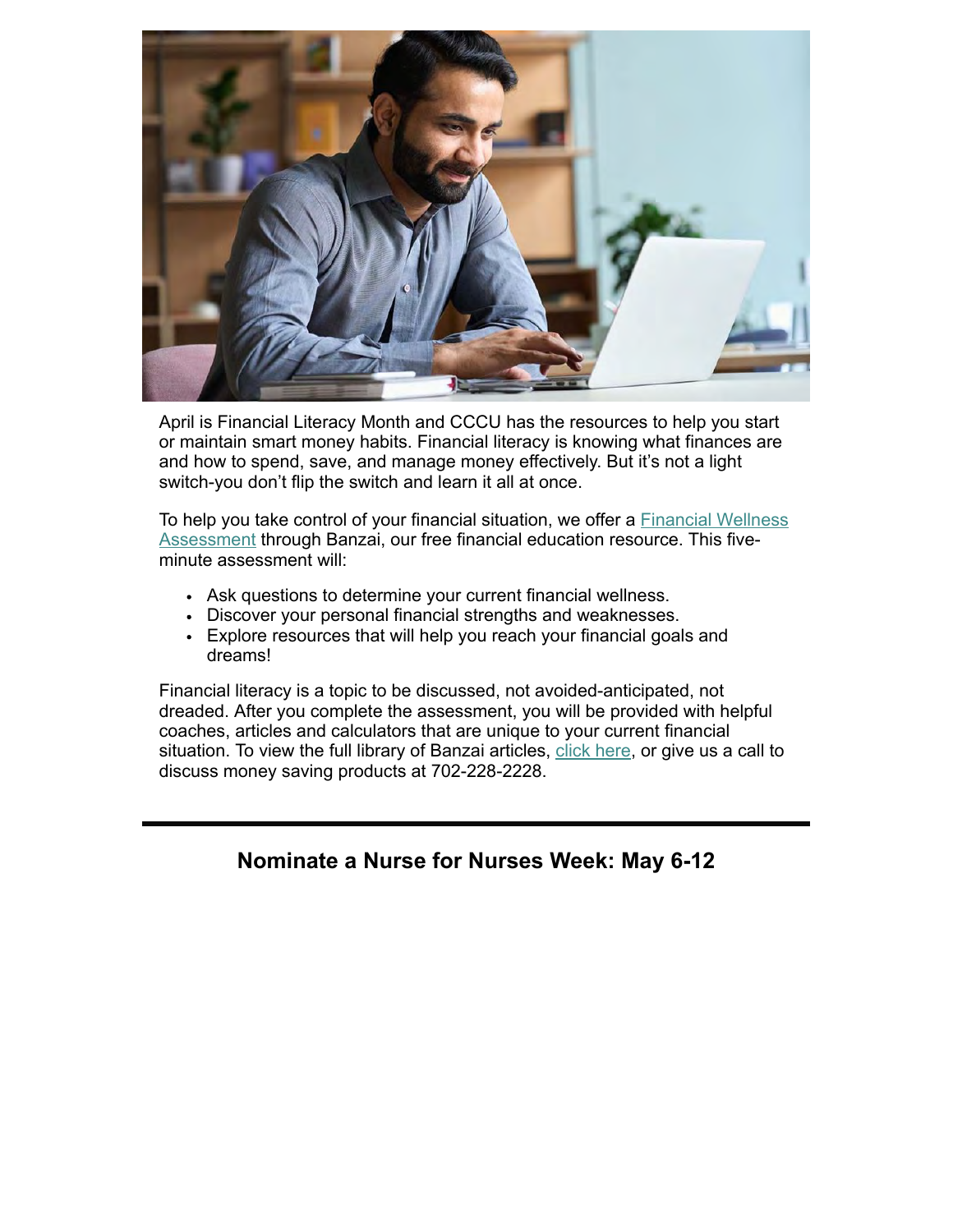April is Financial Literacy Month and CCCU has the resources to help you start or maintain smart money habits. Financial literacy is knowing what finances are and how to spend, save, and manage money effectively. But it's not a light switch-you don't flip the switch and learn it all at once.

To help you take control of your financial situation, we offer a Financial Wellness Assessment through Banzai, our free financial education resource. This five-minute assessment will:

- Ask questions to determine your current financial wellness.
- Discover your personal financial strengths and weaknesses.
- Explore resources that will help you reach your financial goals and dreams!

Financial literacy is a topic to be discussed, not avoided-anticipated, not dreaded. After you complete the assessment, you will be provided with helpful coaches, articles and calculators that are unique to your current financial situation. To view the full library of Banzai articles, click here, or give us a call to discuss money saving products at 702-228-2228.

---

## Nominate a Nurse for Nurses Week: May 6-12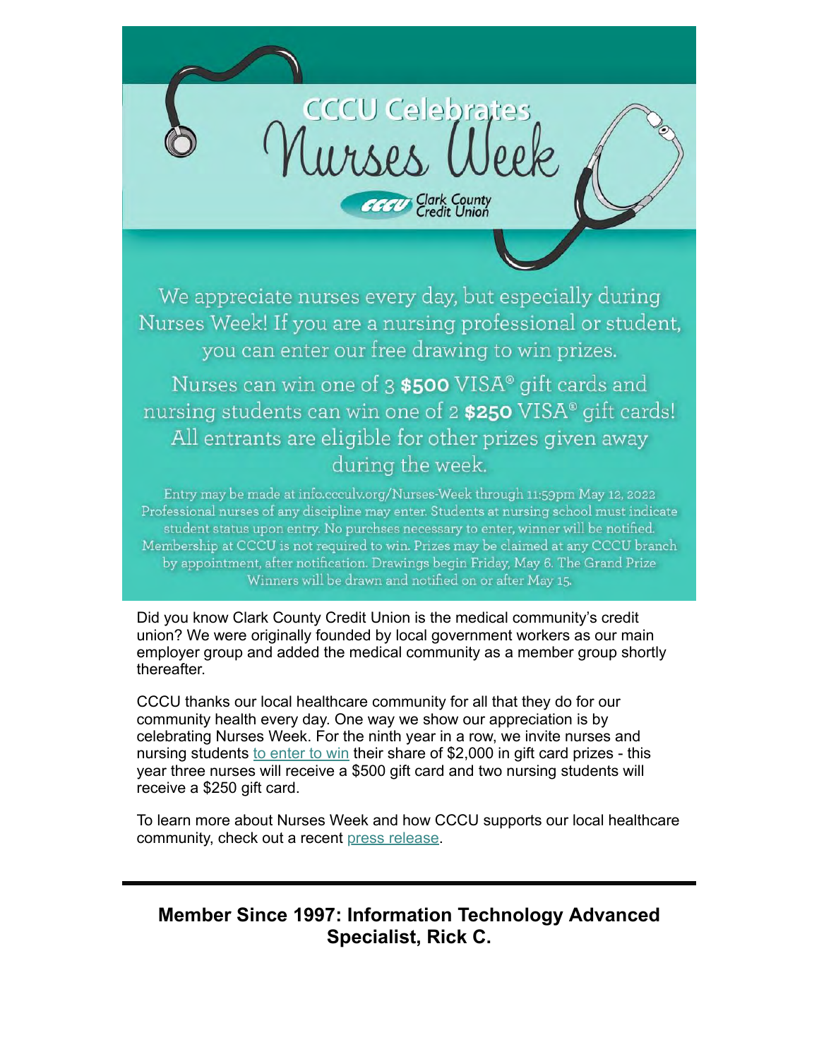# CCCU Celebrates Nurses Week

CCCU Clark County Credit Union

We appreciate nurses every day, but especially during Nurses Week! If you are a nursing professional or student, you can enter our free drawing to win prizes.

Nurses can win one of 3 **$500** VISA® gift cards and nursing students can win one of 2 **$250** VISA® gift cards! All entrants are eligible for other prizes given away during the week.

Entry may be made at info.ccculv.org/Nurses-Week through 11:59pm May 12, 2022 Professional nurses of any discipline may enter. Students at nursing school must indicate student status upon entry. No purchses necessary to enter, winner will be notified. Membership at CCCU is not required to win. Prizes may be claimed at any CCCU branch by appointment, after notification. Drawings begin Friday, May 6. The Grand Prize Winners will be drawn and notified on or after May 15.

Did you know Clark County Credit Union is the medical community's credit union? We were originally founded by local government workers as our main employer group and added the medical community as a member group shortly thereafter.

CCCU thanks our local healthcare community for all that they do for our community health every day. One way we show our appreciation is by celebrating Nurses Week. For the ninth year in a row, we invite nurses and nursing students to enter to win their share of $2,000 in gift card prizes - this year three nurses will receive a $500 gift card and two nursing students will receive a $250 gift card.

To learn more about Nurses Week and how CCCU supports our local healthcare community, check out a recent press release.

---

## Member Since 1997: Information Technology Advanced Specialist, Rick C.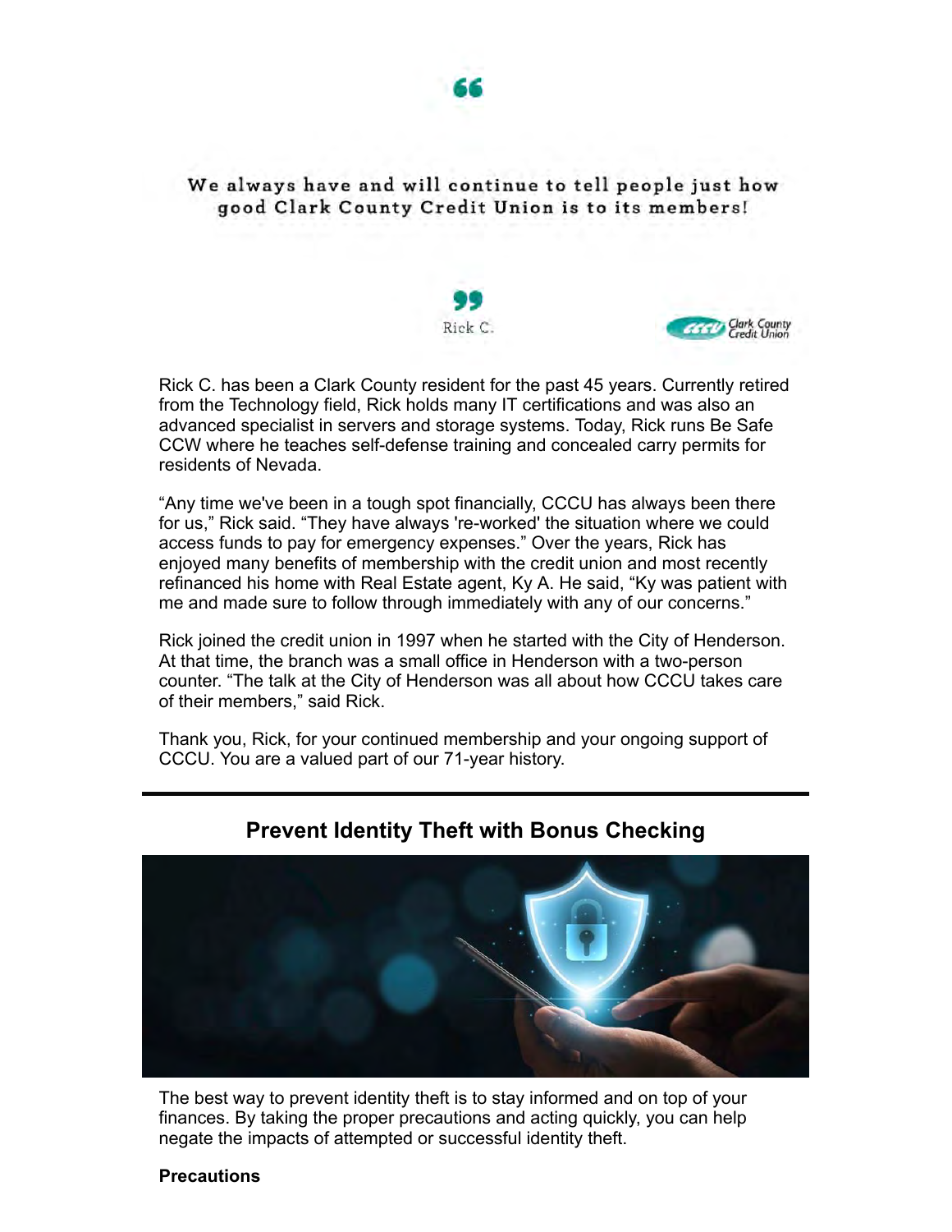> We always have and will continue to tell people just how good Clark County Credit Union is to its members!
>
> Rick C.

Rick C. has been a Clark County resident for the past 45 years. Currently retired from the Technology field, Rick holds many IT certifications and was also an advanced specialist in servers and storage systems. Today, Rick runs Be Safe CCW where he teaches self-defense training and concealed carry permits for residents of Nevada.

"Any time we've been in a tough spot financially, CCCU has always been there for us," Rick said. "They have always 're-worked' the situation where we could access funds to pay for emergency expenses." Over the years, Rick has enjoyed many benefits of membership with the credit union and most recently refinanced his home with Real Estate agent, Ky A. He said, "Ky was patient with me and made sure to follow through immediately with any of our concerns."

Rick joined the credit union in 1997 when he started with the City of Henderson. At that time, the branch was a small office in Henderson with a two-person counter. "The talk at the City of Henderson was all about how CCCU takes care of their members," said Rick.

Thank you, Rick, for your continued membership and your ongoing support of CCCU. You are a valued part of our 71-year history.

---

## Prevent Identity Theft with Bonus Checking

The best way to prevent identity theft is to stay informed and on top of your finances. By taking the proper precautions and acting quickly, you can help negate the impacts of attempted or successful identity theft.

**Precautions**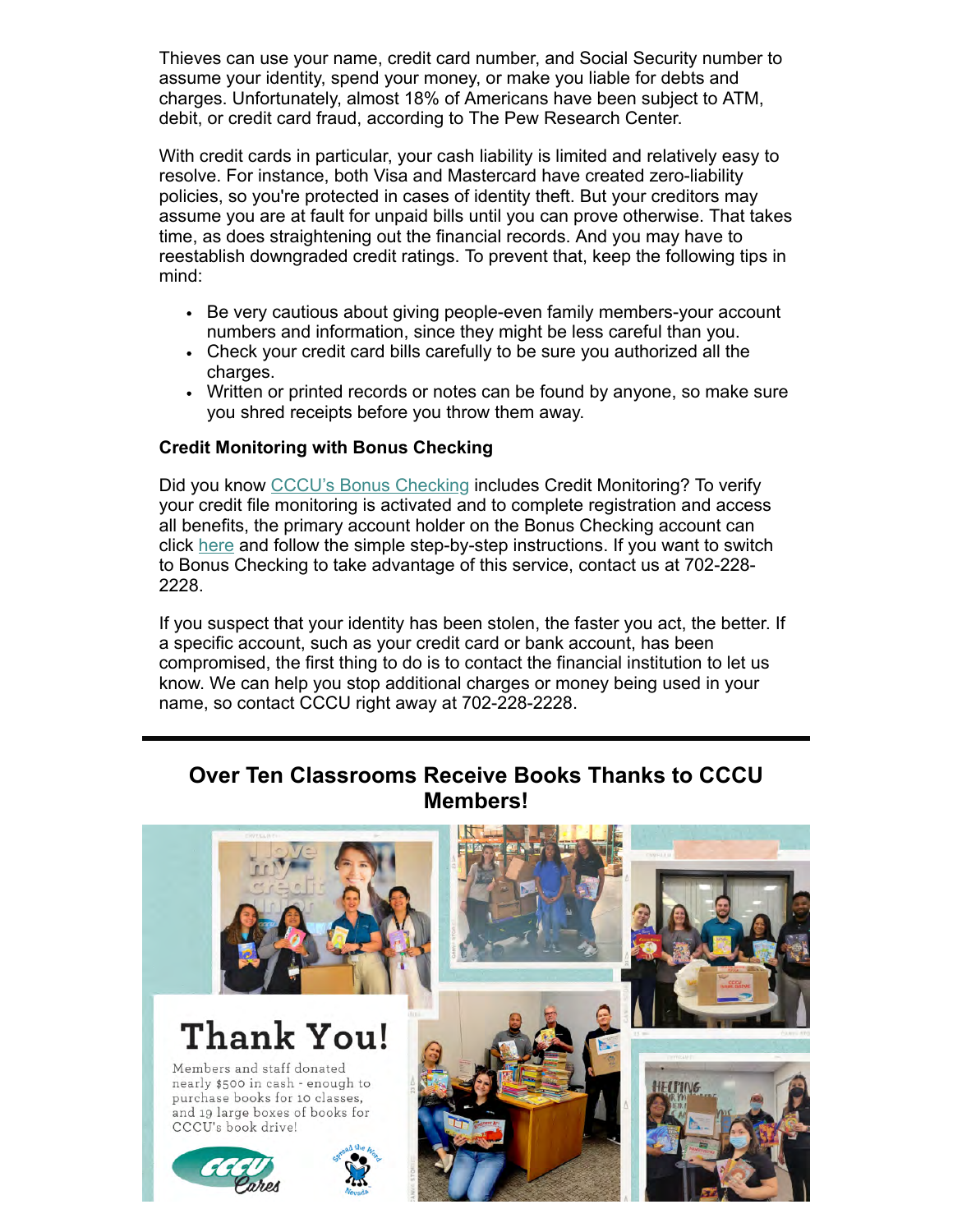Thieves can use your name, credit card number, and Social Security number to assume your identity, spend your money, or make you liable for debts and charges. Unfortunately, almost 18% of Americans have been subject to ATM, debit, or credit card fraud, according to The Pew Research Center.

With credit cards in particular, your cash liability is limited and relatively easy to resolve. For instance, both Visa and Mastercard have created zero-liability policies, so you're protected in cases of identity theft. But your creditors may assume you are at fault for unpaid bills until you can prove otherwise. That takes time, as does straightening out the financial records. And you may have to reestablish downgraded credit ratings. To prevent that, keep the following tips in mind:

- Be very cautious about giving people-even family members-your account numbers and information, since they might be less careful than you.
- Check your credit card bills carefully to be sure you authorized all the charges.
- Written or printed records or notes can be found by anyone, so make sure you shred receipts before you throw them away.

**Credit Monitoring with Bonus Checking**

Did you know CCCU's Bonus Checking includes Credit Monitoring? To verify your credit file monitoring is activated and to complete registration and access all benefits, the primary account holder on the Bonus Checking account can click here and follow the simple step-by-step instructions. If you want to switch to Bonus Checking to take advantage of this service, contact us at 702-228-2228.

If you suspect that your identity has been stolen, the faster you act, the better. If a specific account, such as your credit card or bank account, has been compromised, the first thing to do is to contact the financial institution to let us know. We can help you stop additional charges or money being used in your name, so contact CCCU right away at 702-228-2228.

---

## Over Ten Classrooms Receive Books Thanks to CCCU Members!

# Thank You!

Members and staff donated nearly $500 in cash - enough to purchase books for 10 classes, and 19 large boxes of books for CCCU's book drive!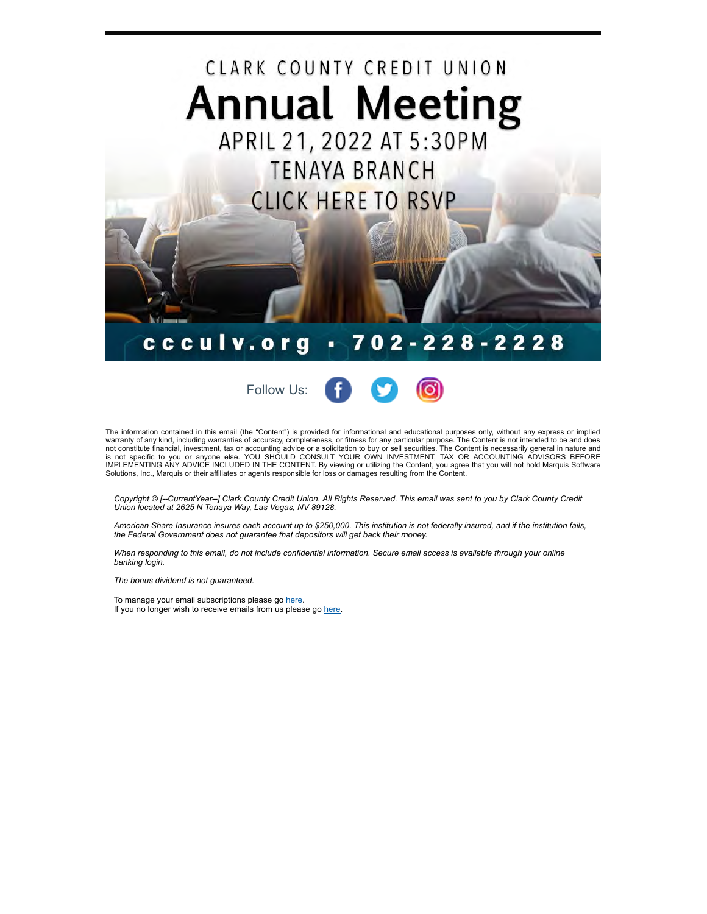CLARK COUNTY CREDIT UNION

# Annual Meeting

APRIL 21, 2022 AT 5:30PM

TENAYA BRANCH

CLICK HERE TO RSVP

ccculv.org • 702-228-2228

Follow Us:

The information contained in this email (the "Content") is provided for informational and educational purposes only, without any express or implied warranty of any kind, including warranties of accuracy, completeness, or fitness for any particular purpose. The Content is not intended to be and does not constitute financial, investment, tax or accounting advice or a solicitation to buy or sell securities. The Content is necessarily general in nature and is not specific to you or anyone else. YOU SHOULD CONSULT YOUR OWN INVESTMENT, TAX OR ACCOUNTING ADVISORS BEFORE IMPLEMENTING ANY ADVICE INCLUDED IN THE CONTENT. By viewing or utilizing the Content, you agree that you will not hold Marquis Software Solutions, Inc., Marquis or their affiliates or agents responsible for loss or damages resulting from the Content.

*Copyright © [--CurrentYear--] Clark County Credit Union. All Rights Reserved. This email was sent to you by Clark County Credit Union located at 2625 N Tenaya Way, Las Vegas, NV 89128.*

*American Share Insurance insures each account up to $250,000. This institution is not federally insured, and if the institution fails, the Federal Government does not guarantee that depositors will get back their money.*

*When responding to this email, do not include confidential information. Secure email access is available through your online banking login.*

*The bonus dividend is not guaranteed.*

To manage your email subscriptions please go here.
If you no longer wish to receive emails from us please go here.